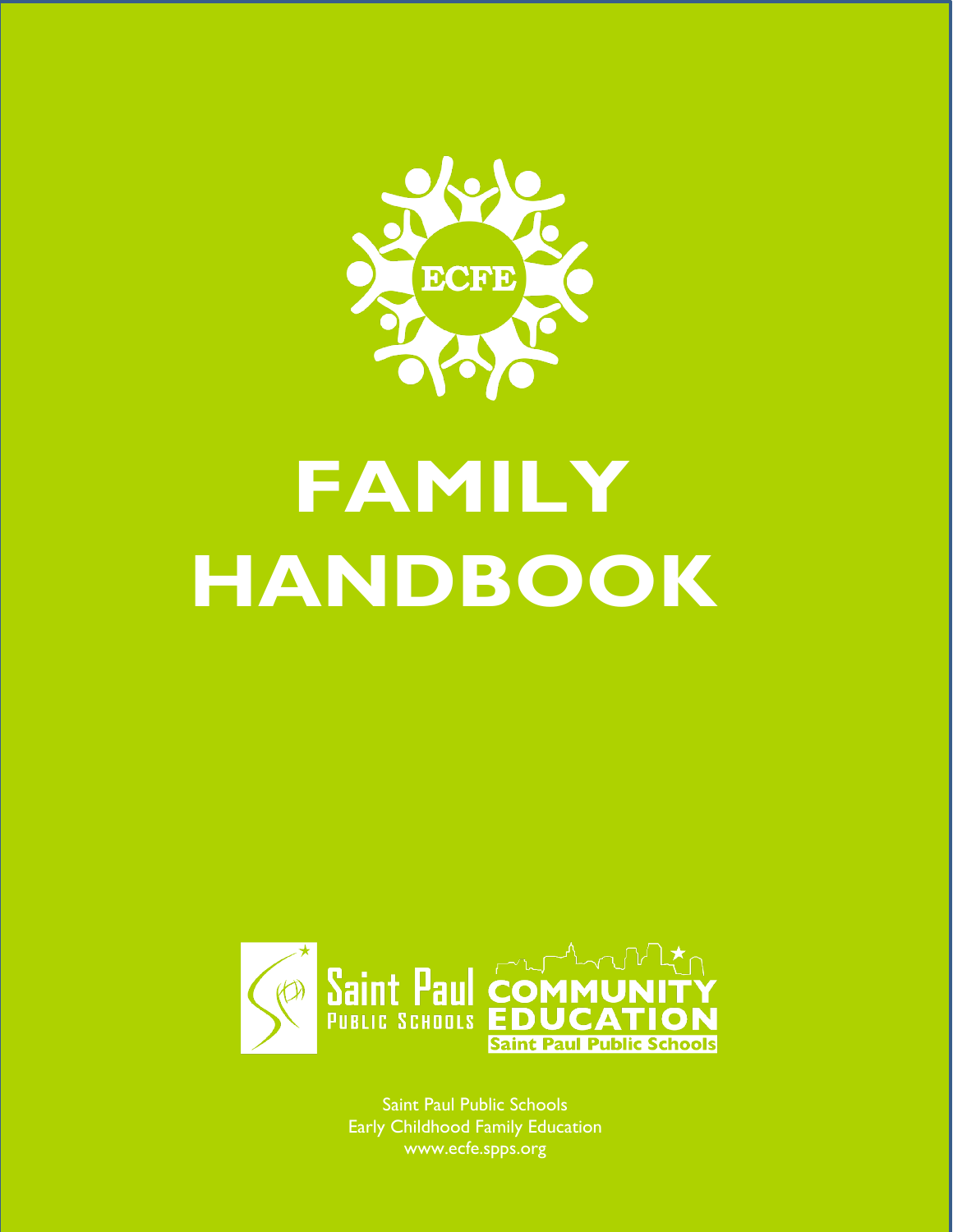ECFE

# FAMILY HANDBOOK

Saint Paul Public Schools

Community Education

Saint Paul Public Schools

Saint Paul Public Schools
Early Childhood Family Education
www.ecfe.spps.org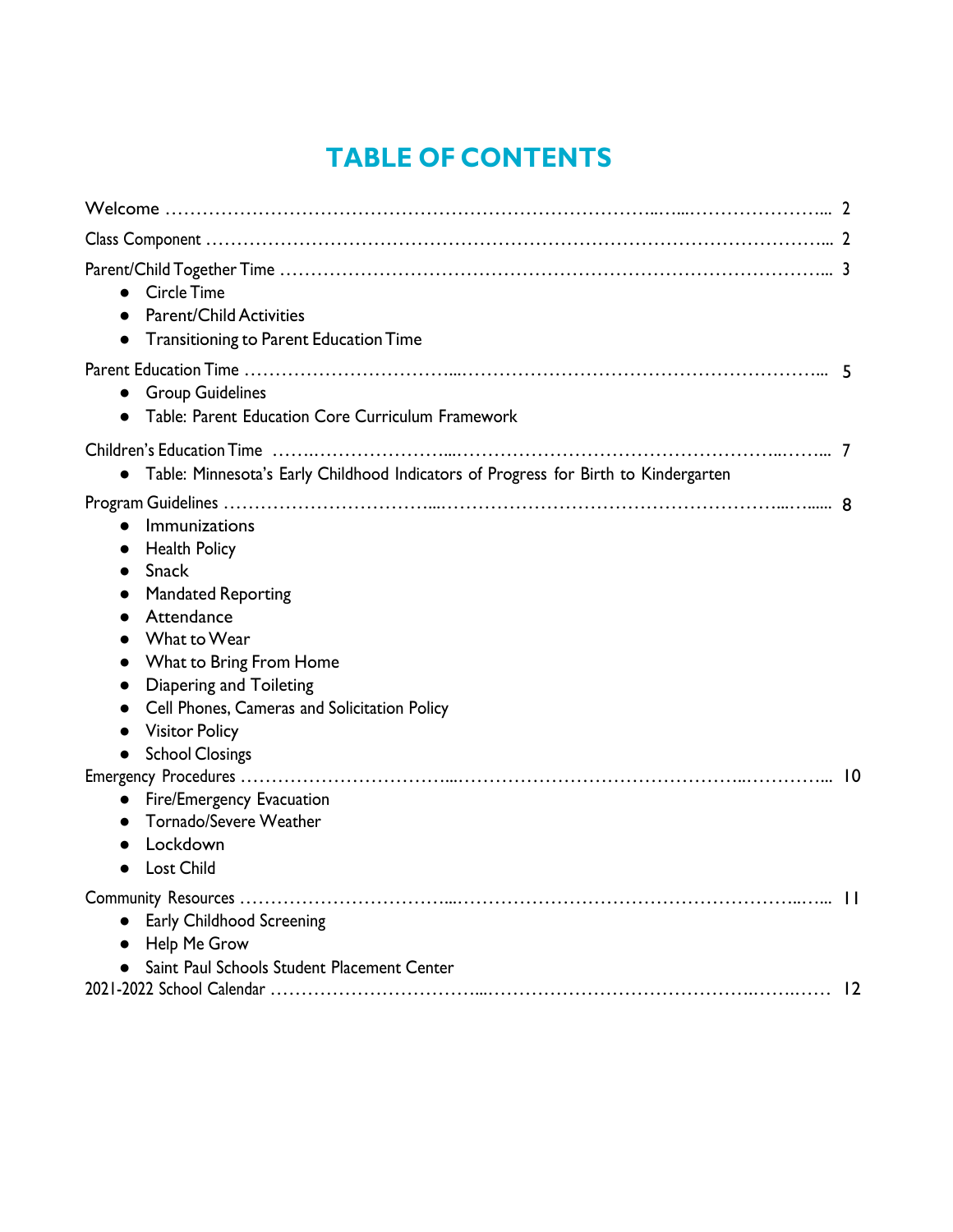# TABLE OF CONTENTS

Welcome ........................................................................................................ 2

Class Component ............................................................................................ 2

Parent/Child Together Time ............................................................................ 3

- Circle Time
- Parent/Child Activities
- Transitioning to Parent Education Time

Parent Education Time .................................................................................... 5

- Group Guidelines
- Table: Parent Education Core Curriculum Framework

Children's Education Time .............................................................................. 7

- Table: Minnesota's Early Childhood Indicators of Progress for Birth to Kindergarten

Program Guidelines ......................................................................................... 8

- Immunizations
- Health Policy
- Snack
- Mandated Reporting
- Attendance
- What to Wear
- What to Bring From Home
- Diapering and Toileting
- Cell Phones, Cameras and Solicitation Policy
- Visitor Policy
- School Closings

Emergency Procedures .................................................................................... 10

- Fire/Emergency Evacuation
- Tornado/Severe Weather
- Lockdown
- Lost Child

Community Resources ..................................................................................... 11

- Early Childhood Screening
- Help Me Grow
- Saint Paul Schools Student Placement Center

2021-2022 School Calendar ............................................................................. 12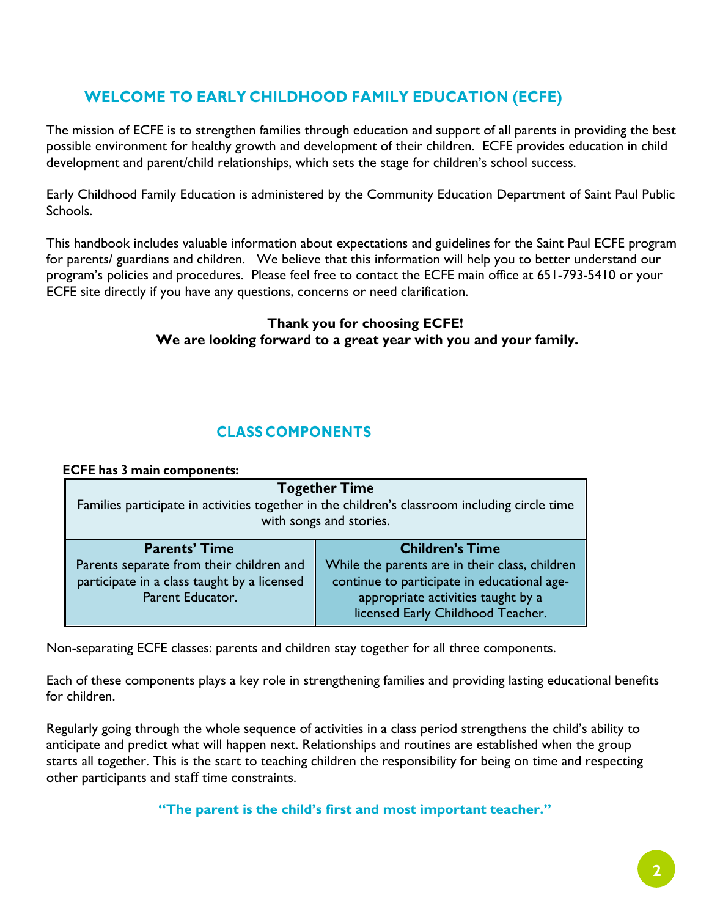## WELCOME TO EARLY CHILDHOOD FAMILY EDUCATION (ECFE)

The mission of ECFE is to strengthen families through education and support of all parents in providing the best possible environment for healthy growth and development of their children. ECFE provides education in child development and parent/child relationships, which sets the stage for children's school success.

Early Childhood Family Education is administered by the Community Education Department of Saint Paul Public Schools.

This handbook includes valuable information about expectations and guidelines for the Saint Paul ECFE program for parents/ guardians and children. We believe that this information will help you to better understand our program's policies and procedures. Please feel free to contact the ECFE main office at 651-793-5410 or your ECFE site directly if you have any questions, concerns or need clarification.

**Thank you for choosing ECFE!**
**We are looking forward to a great year with you and your family.**

## CLASS COMPONENTS

**ECFE has 3 main components:**

| **Together Time**<br>Families participate in activities together in the children's classroom including circle time with songs and stories. | |
|---|---|
| **Parents' Time**<br>Parents separate from their children and participate in a class taught by a licensed Parent Educator. | **Children's Time**<br>While the parents are in their class, children continue to participate in educational age-appropriate activities taught by a licensed Early Childhood Teacher. |

Non-separating ECFE classes: parents and children stay together for all three components.

Each of these components plays a key role in strengthening families and providing lasting educational benefits for children.

Regularly going through the whole sequence of activities in a class period strengthens the child's ability to anticipate and predict what will happen next. Relationships and routines are established when the group starts all together. This is the start to teaching children the responsibility for being on time and respecting other participants and staff time constraints.

**"The parent is the child's first and most important teacher."**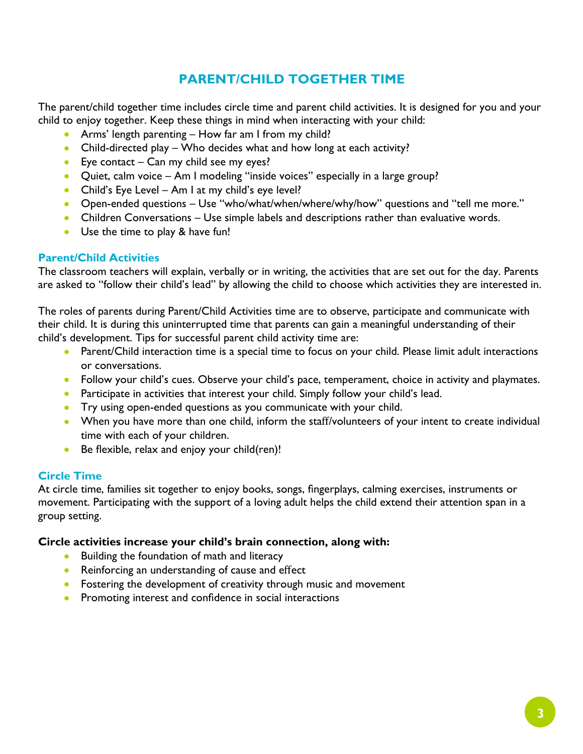# PARENT/CHILD TOGETHER TIME

The parent/child together time includes circle time and parent child activities. It is designed for you and your child to enjoy together. Keep these things in mind when interacting with your child:

- Arms' length parenting – How far am I from my child?
- Child-directed play – Who decides what and how long at each activity?
- Eye contact – Can my child see my eyes?
- Quiet, calm voice – Am I modeling "inside voices" especially in a large group?
- Child's Eye Level – Am I at my child's eye level?
- Open-ended questions – Use "who/what/when/where/why/how" questions and "tell me more."
- Children Conversations – Use simple labels and descriptions rather than evaluative words.
- Use the time to play & have fun!

## Parent/Child Activities

The classroom teachers will explain, verbally or in writing, the activities that are set out for the day. Parents are asked to "follow their child's lead" by allowing the child to choose which activities they are interested in.

The roles of parents during Parent/Child Activities time are to observe, participate and communicate with their child. It is during this uninterrupted time that parents can gain a meaningful understanding of their child's development. Tips for successful parent child activity time are:

- Parent/Child interaction time is a special time to focus on your child. Please limit adult interactions or conversations.
- Follow your child's cues. Observe your child's pace, temperament, choice in activity and playmates.
- Participate in activities that interest your child. Simply follow your child's lead.
- Try using open-ended questions as you communicate with your child.
- When you have more than one child, inform the staff/volunteers of your intent to create individual time with each of your children.
- Be flexible, relax and enjoy your child(ren)!

## Circle Time

At circle time, families sit together to enjoy books, songs, fingerplays, calming exercises, instruments or movement. Participating with the support of a loving adult helps the child extend their attention span in a group setting.

**Circle activities increase your child's brain connection, along with:**

- Building the foundation of math and literacy
- Reinforcing an understanding of cause and effect
- Fostering the development of creativity through music and movement
- Promoting interest and confidence in social interactions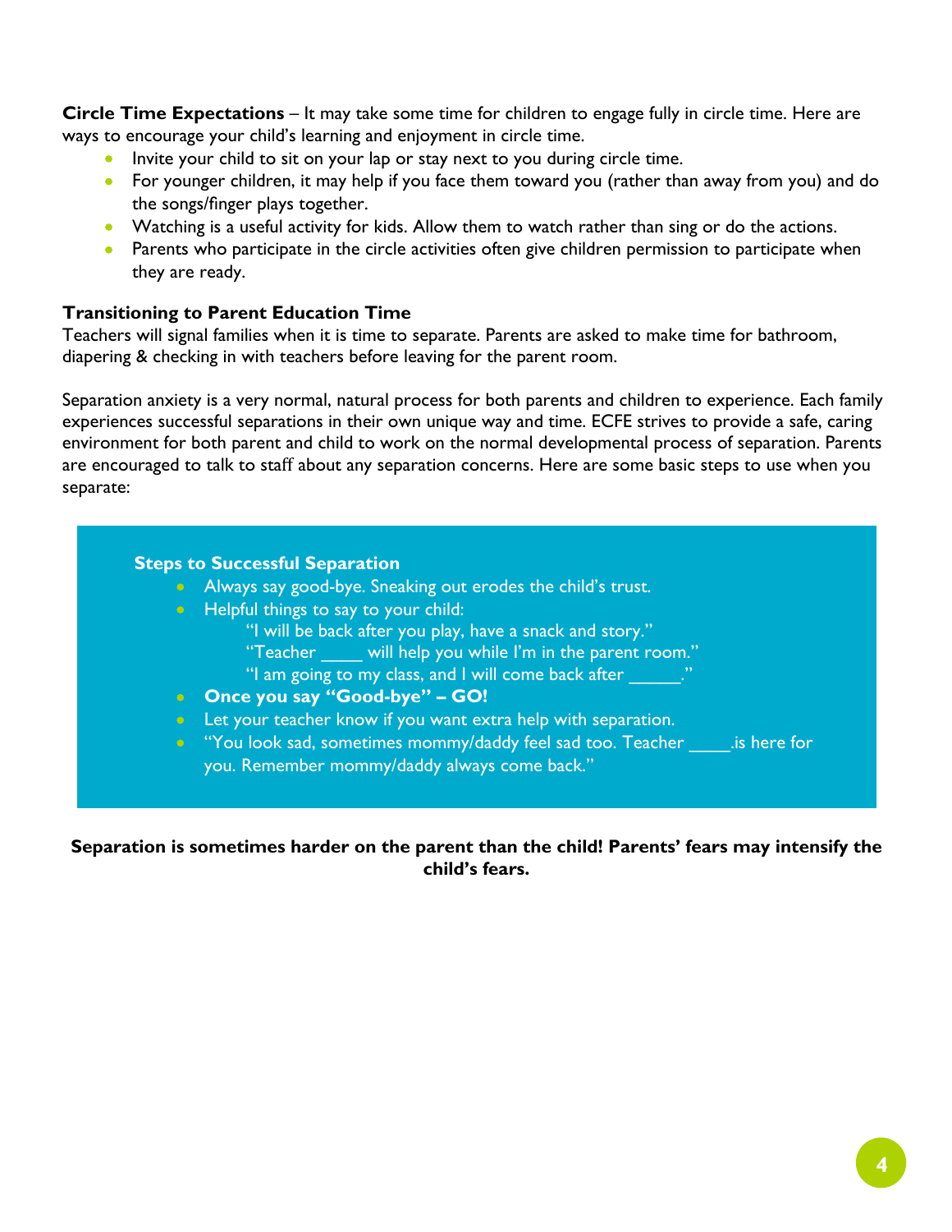**Circle Time Expectations** – It may take some time for children to engage fully in circle time. Here are ways to encourage your child's learning and enjoyment in circle time.

- Invite your child to sit on your lap or stay next to you during circle time.
- For younger children, it may help if you face them toward you (rather than away from you) and do the songs/finger plays together.
- Watching is a useful activity for kids. Allow them to watch rather than sing or do the actions.
- Parents who participate in the circle activities often give children permission to participate when they are ready.

### Transitioning to Parent Education Time

Teachers will signal families when it is time to separate. Parents are asked to make time for bathroom, diapering & checking in with teachers before leaving for the parent room.

Separation anxiety is a very normal, natural process for both parents and children to experience. Each family experiences successful separations in their own unique way and time. ECFE strives to provide a safe, caring environment for both parent and child to work on the normal developmental process of separation. Parents are encouraged to talk to staff about any separation concerns. Here are some basic steps to use when you separate:

### Steps to Successful Separation

- Always say good-bye. Sneaking out erodes the child's trust.
- Helpful things to say to your child:
  - "I will be back after you play, have a snack and story."
  - "Teacher ____ will help you while I'm in the parent room."
  - "I am going to my class, and I will come back after ______."
- **Once you say "Good-bye" – GO!**
- Let your teacher know if you want extra help with separation.
- "You look sad, sometimes mommy/daddy feel sad too. Teacher ____.is here for you. Remember mommy/daddy always come back."

**Separation is sometimes harder on the parent than the child! Parents' fears may intensify the child's fears.**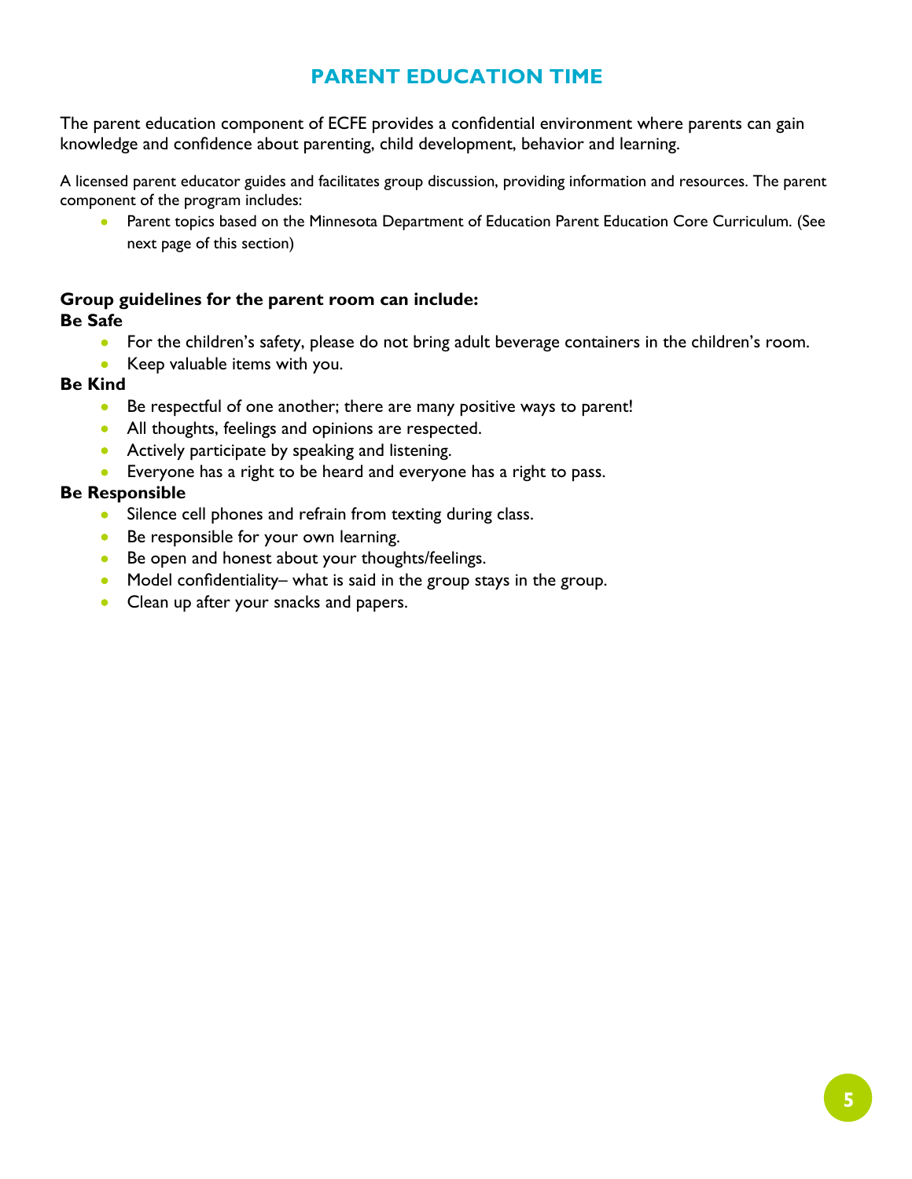# PARENT EDUCATION TIME

The parent education component of ECFE provides a confidential environment where parents can gain knowledge and confidence about parenting, child development, behavior and learning.

A licensed parent educator guides and facilitates group discussion, providing information and resources. The parent component of the program includes:

- Parent topics based on the Minnesota Department of Education Parent Education Core Curriculum. (See next page of this section)

**Group guidelines for the parent room can include:**

**Be Safe**

- For the children's safety, please do not bring adult beverage containers in the children's room.
- Keep valuable items with you.

**Be Kind**

- Be respectful of one another; there are many positive ways to parent!
- All thoughts, feelings and opinions are respected.
- Actively participate by speaking and listening.
- Everyone has a right to be heard and everyone has a right to pass.

**Be Responsible**

- Silence cell phones and refrain from texting during class.
- Be responsible for your own learning.
- Be open and honest about your thoughts/feelings.
- Model confidentiality– what is said in the group stays in the group.
- Clean up after your snacks and papers.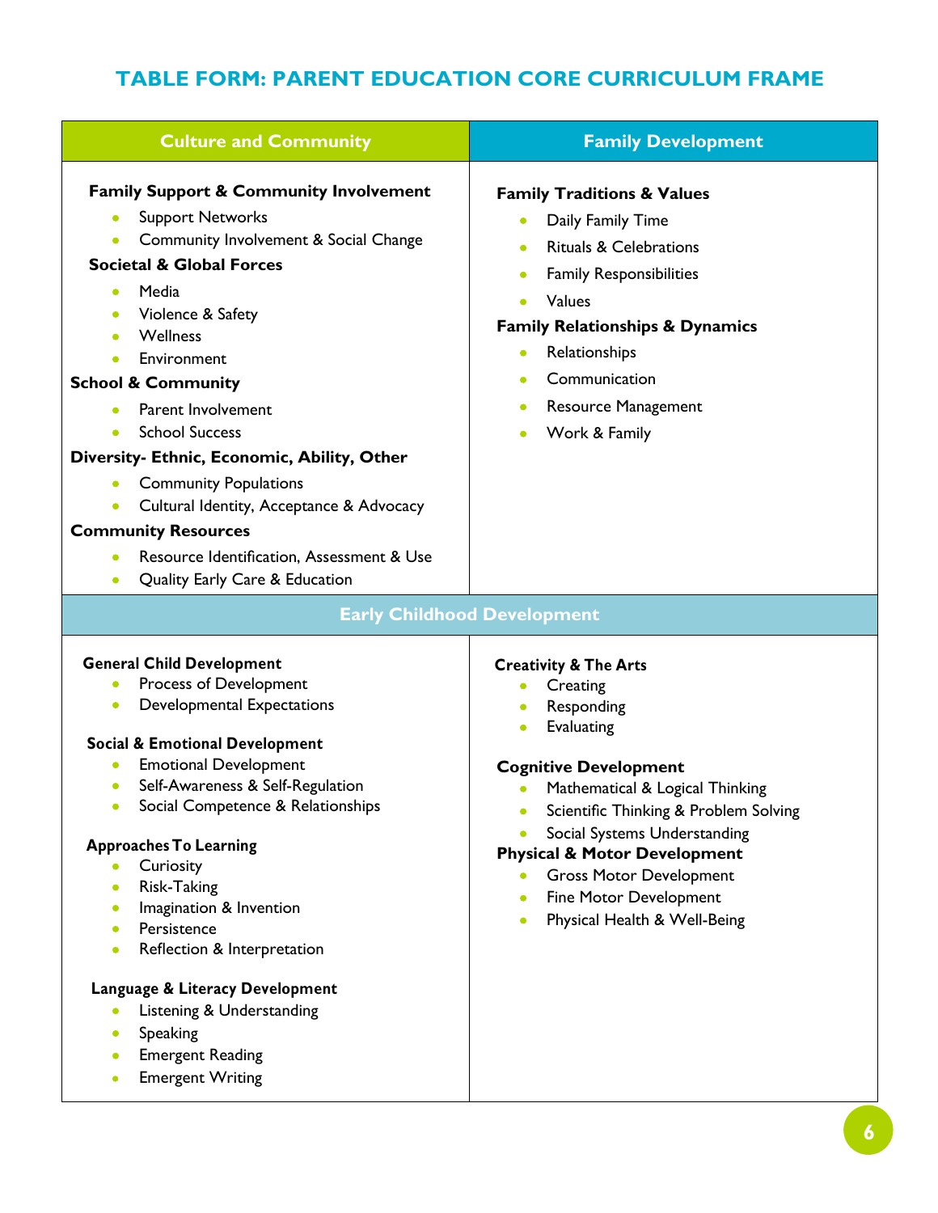# TABLE FORM: PARENT EDUCATION CORE CURRICULUM FRAME

## Culture and Community

**Family Support & Community Involvement**
- Support Networks
- Community Involvement & Social Change

**Societal & Global Forces**
- Media
- Violence & Safety
- Wellness
- Environment

**School & Community**
- Parent Involvement
- School Success

**Diversity- Ethnic, Economic, Ability, Other**
- Community Populations
- Cultural Identity, Acceptance & Advocacy

**Community Resources**
- Resource Identification, Assessment & Use
- Quality Early Care & Education

## Family Development

**Family Traditions & Values**
- Daily Family Time
- Rituals & Celebrations
- Family Responsibilities
- Values

**Family Relationships & Dynamics**
- Relationships
- Communication
- Resource Management
- Work & Family

## Early Childhood Development

**General Child Development**
- Process of Development
- Developmental Expectations

**Social & Emotional Development**
- Emotional Development
- Self-Awareness & Self-Regulation
- Social Competence & Relationships

**Approaches To Learning**
- Curiosity
- Risk-Taking
- Imagination & Invention
- Persistence
- Reflection & Interpretation

**Language & Literacy Development**
- Listening & Understanding
- Speaking
- Emergent Reading
- Emergent Writing

**Creativity & The Arts**
- Creating
- Responding
- Evaluating

**Cognitive Development**
- Mathematical & Logical Thinking
- Scientific Thinking & Problem Solving
- Social Systems Understanding

**Physical & Motor Development**
- Gross Motor Development
- Fine Motor Development
- Physical Health & Well-Being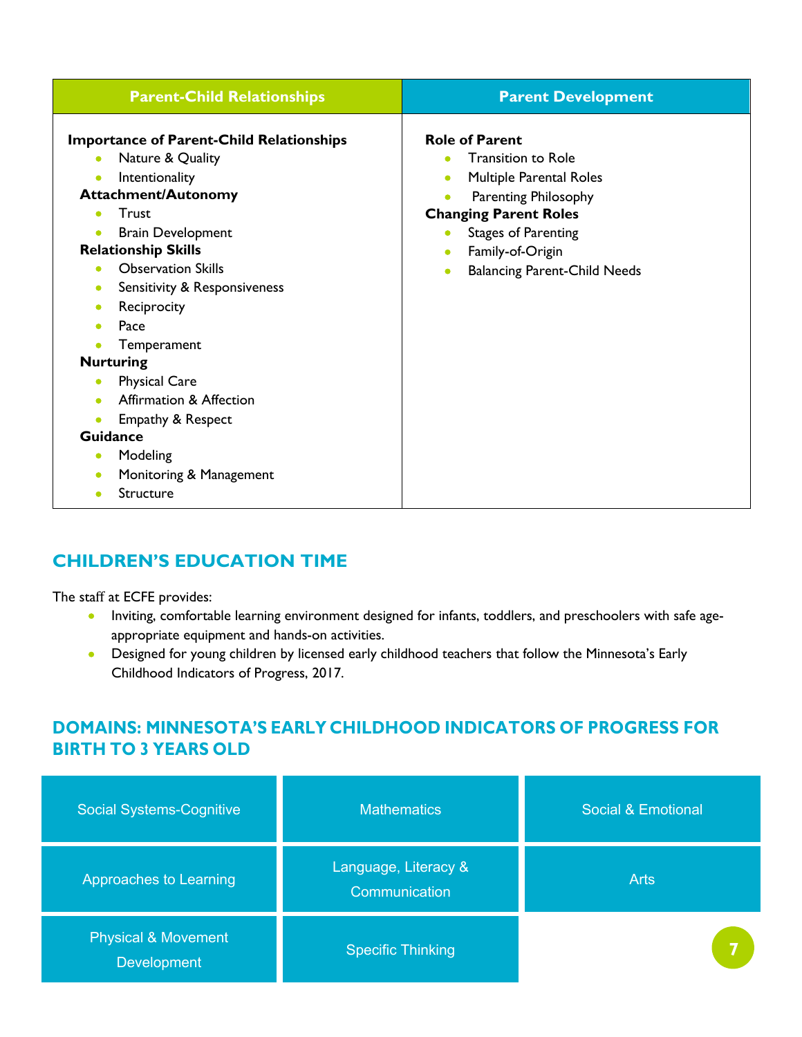| Parent-Child Relationships | Parent Development |
|---|---|
| **Importance of Parent-Child Relationships**<br>• Nature & Quality<br>• Intentionality<br>**Attachment/Autonomy**<br>• Trust<br>• Brain Development<br>**Relationship Skills**<br>• Observation Skills<br>• Sensitivity & Responsiveness<br>• Reciprocity<br>• Pace<br>• Temperament<br>**Nurturing**<br>• Physical Care<br>• Affirmation & Affection<br>• Empathy & Respect<br>**Guidance**<br>• Modeling<br>• Monitoring & Management<br>• Structure | **Role of Parent**<br>• Transition to Role<br>• Multiple Parental Roles<br>• Parenting Philosophy<br>**Changing Parent Roles**<br>• Stages of Parenting<br>• Family-of-Origin<br>• Balancing Parent-Child Needs |

## CHILDREN'S EDUCATION TIME

The staff at ECFE provides:

- Inviting, comfortable learning environment designed for infants, toddlers, and preschoolers with safe age-appropriate equipment and hands-on activities.
- Designed for young children by licensed early childhood teachers that follow the Minnesota's Early Childhood Indicators of Progress, 2017.

## DOMAINS: MINNESOTA'S EARLY CHILDHOOD INDICATORS OF PROGRESS FOR BIRTH TO 3 YEARS OLD

| | | |
|---|---|---|
| Social Systems-Cognitive | Mathematics | Social & Emotional |
| Approaches to Learning | Language, Literacy & Communication | Arts |
| Physical & Movement Development | Specific Thinking | |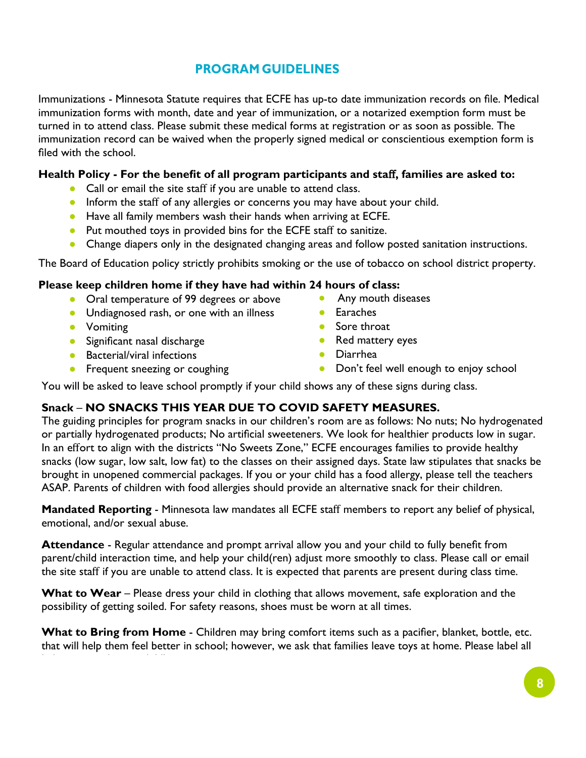## PROGRAM GUIDELINES

Immunizations - Minnesota Statute requires that ECFE has up-to date immunization records on file. Medical immunization forms with month, date and year of immunization, or a notarized exemption form must be turned in to attend class. Please submit these medical forms at registration or as soon as possible. The immunization record can be waived when the properly signed medical or conscientious exemption form is filed with the school.

**Health Policy - For the benefit of all program participants and staff, families are asked to:**

- Call or email the site staff if you are unable to attend class.
- Inform the staff of any allergies or concerns you may have about your child.
- Have all family members wash their hands when arriving at ECFE.
- Put mouthed toys in provided bins for the ECFE staff to sanitize.
- Change diapers only in the designated changing areas and follow posted sanitation instructions.

The Board of Education policy strictly prohibits smoking or the use of tobacco on school district property.

**Please keep children home if they have had within 24 hours of class:**

- Oral temperature of 99 degrees or above
- Undiagnosed rash, or one with an illness
- Vomiting
- Significant nasal discharge
- Bacterial/viral infections
- Frequent sneezing or coughing
- Any mouth diseases
- Earaches
- Sore throat
- Red mattery eyes
- Diarrhea
- Don't feel well enough to enjoy school

You will be asked to leave school promptly if your child shows any of these signs during class.

**Snack** – **NO SNACKS THIS YEAR DUE TO COVID SAFETY MEASURES.**
The guiding principles for program snacks in our children's room are as follows: No nuts; No hydrogenated or partially hydrogenated products; No artificial sweeteners. We look for healthier products low in sugar. In an effort to align with the districts "No Sweets Zone," ECFE encourages families to provide healthy snacks (low sugar, low salt, low fat) to the classes on their assigned days. State law stipulates that snacks be brought in unopened commercial packages. If you or your child has a food allergy, please tell the teachers ASAP. Parents of children with food allergies should provide an alternative snack for their children.

**Mandated Reporting** - Minnesota law mandates all ECFE staff members to report any belief of physical, emotional, and/or sexual abuse.

**Attendance** - Regular attendance and prompt arrival allow you and your child to fully benefit from parent/child interaction time, and help your child(ren) adjust more smoothly to class. Please call or email the site staff if you are unable to attend class. It is expected that parents are present during class time.

**What to Wear** – Please dress your child in clothing that allows movement, safe exploration and the possibility of getting soiled. For safety reasons, shoes must be worn at all times.

**What to Bring from Home** - Children may bring comfort items such as a pacifier, blanket, bottle, etc. that will help them feel better in school; however, we ask that families leave toys at home. Please label all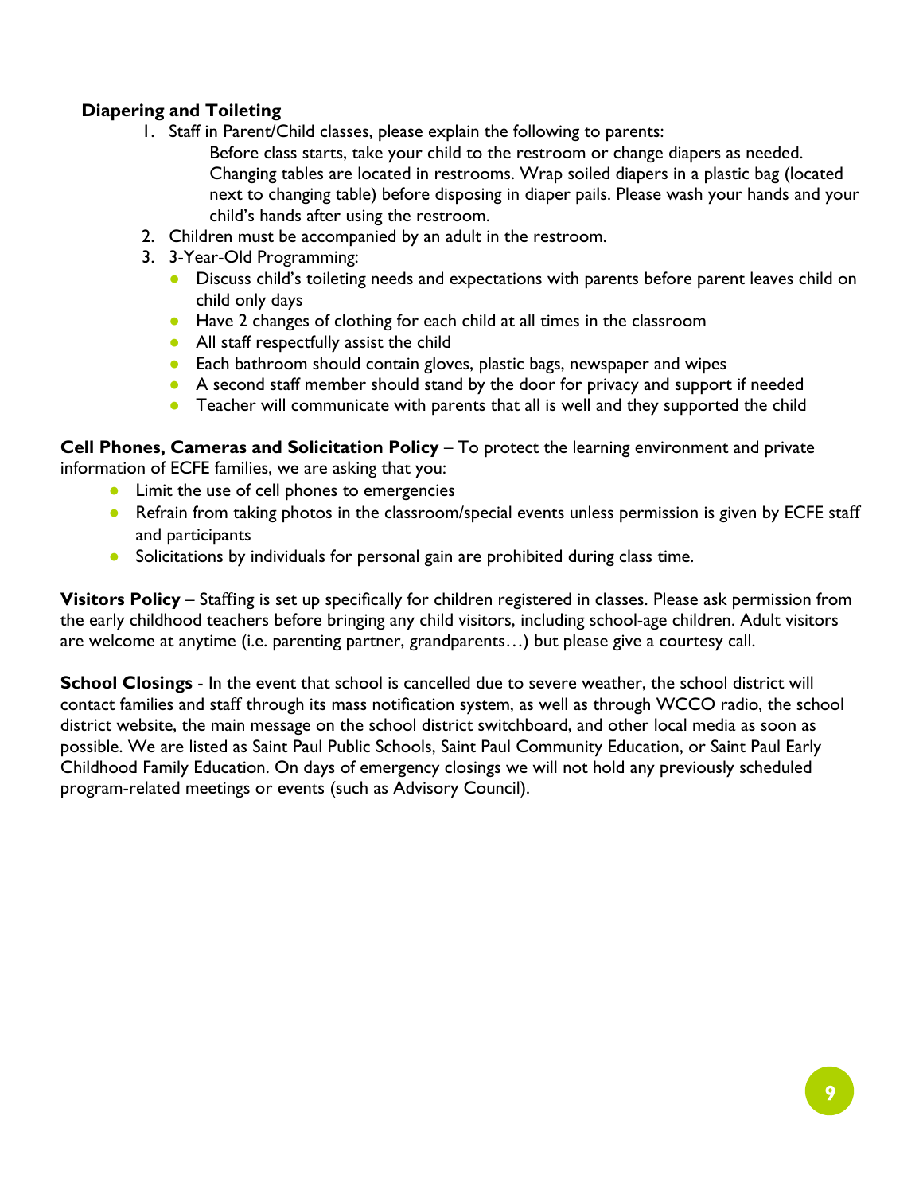**Diapering and Toileting**

1. Staff in Parent/Child classes, please explain the following to parents:

   Before class starts, take your child to the restroom or change diapers as needed. Changing tables are located in restrooms. Wrap soiled diapers in a plastic bag (located next to changing table) before disposing in diaper pails. Please wash your hands and your child's hands after using the restroom.

2. Children must be accompanied by an adult in the restroom.
3. 3-Year-Old Programming:
   - Discuss child's toileting needs and expectations with parents before parent leaves child on child only days
   - Have 2 changes of clothing for each child at all times in the classroom
   - All staff respectfully assist the child
   - Each bathroom should contain gloves, plastic bags, newspaper and wipes
   - A second staff member should stand by the door for privacy and support if needed
   - Teacher will communicate with parents that all is well and they supported the child

**Cell Phones, Cameras and Solicitation Policy** – To protect the learning environment and private information of ECFE families, we are asking that you:

- Limit the use of cell phones to emergencies
- Refrain from taking photos in the classroom/special events unless permission is given by ECFE staff and participants
- Solicitations by individuals for personal gain are prohibited during class time.

**Visitors Policy** – Staffing is set up specifically for children registered in classes. Please ask permission from the early childhood teachers before bringing any child visitors, including school-age children. Adult visitors are welcome at anytime (i.e. parenting partner, grandparents…) but please give a courtesy call.

**School Closings** - In the event that school is cancelled due to severe weather, the school district will contact families and staff through its mass notification system, as well as through WCCO radio, the school district website, the main message on the school district switchboard, and other local media as soon as possible. We are listed as Saint Paul Public Schools, Saint Paul Community Education, or Saint Paul Early Childhood Family Education. On days of emergency closings we will not hold any previously scheduled program-related meetings or events (such as Advisory Council).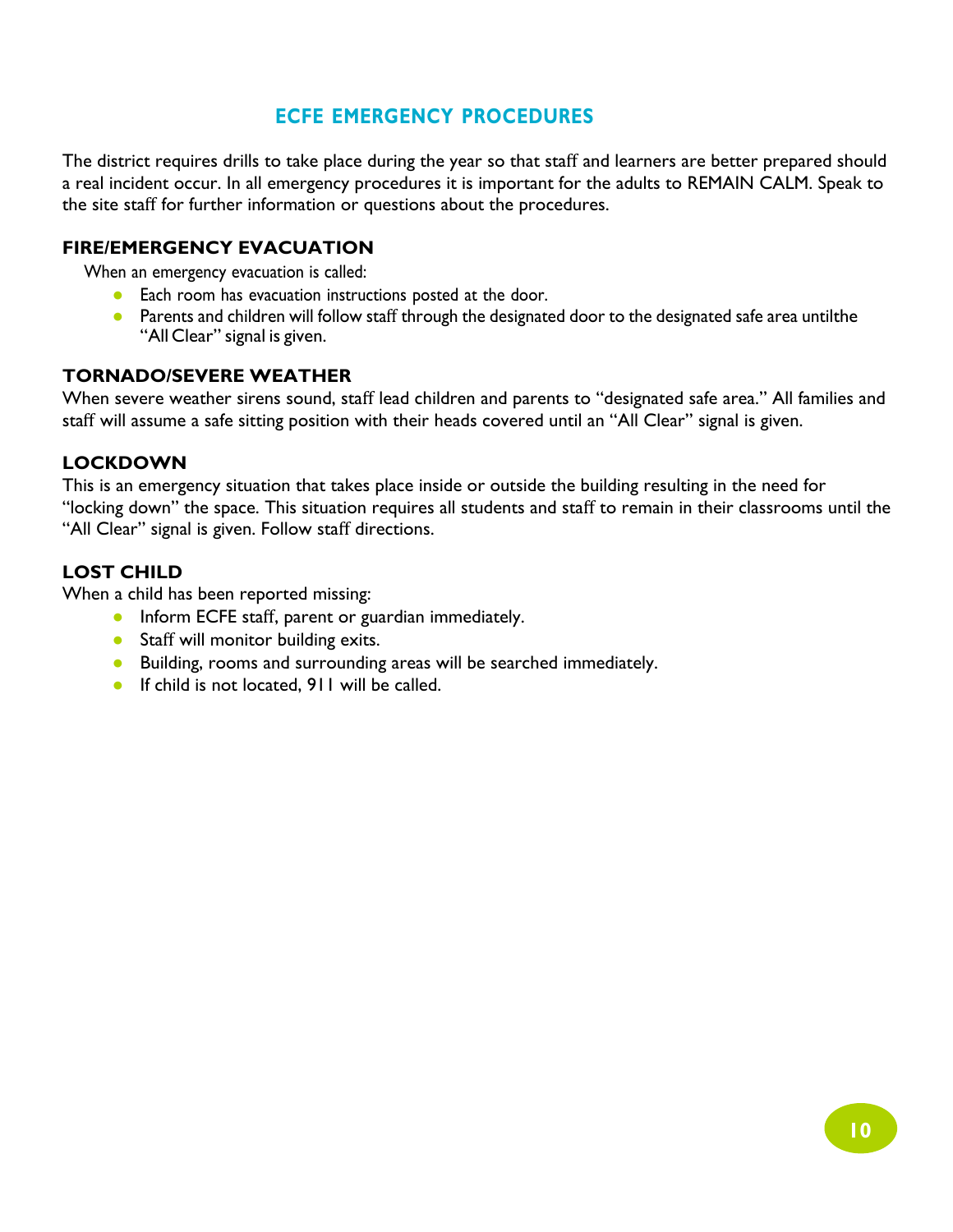# ECFE EMERGENCY PROCEDURES

The district requires drills to take place during the year so that staff and learners are better prepared should a real incident occur. In all emergency procedures it is important for the adults to REMAIN CALM. Speak to the site staff for further information or questions about the procedures.

## FIRE/EMERGENCY EVACUATION

When an emergency evacuation is called:

- Each room has evacuation instructions posted at the door.
- Parents and children will follow staff through the designated door to the designated safe area untilthe "All Clear" signal is given.

## TORNADO/SEVERE WEATHER

When severe weather sirens sound, staff lead children and parents to "designated safe area." All families and staff will assume a safe sitting position with their heads covered until an "All Clear" signal is given.

## LOCKDOWN

This is an emergency situation that takes place inside or outside the building resulting in the need for "locking down" the space. This situation requires all students and staff to remain in their classrooms until the "All Clear" signal is given. Follow staff directions.

## LOST CHILD

When a child has been reported missing:

- Inform ECFE staff, parent or guardian immediately.
- Staff will monitor building exits.
- Building, rooms and surrounding areas will be searched immediately.
- If child is not located, 911 will be called.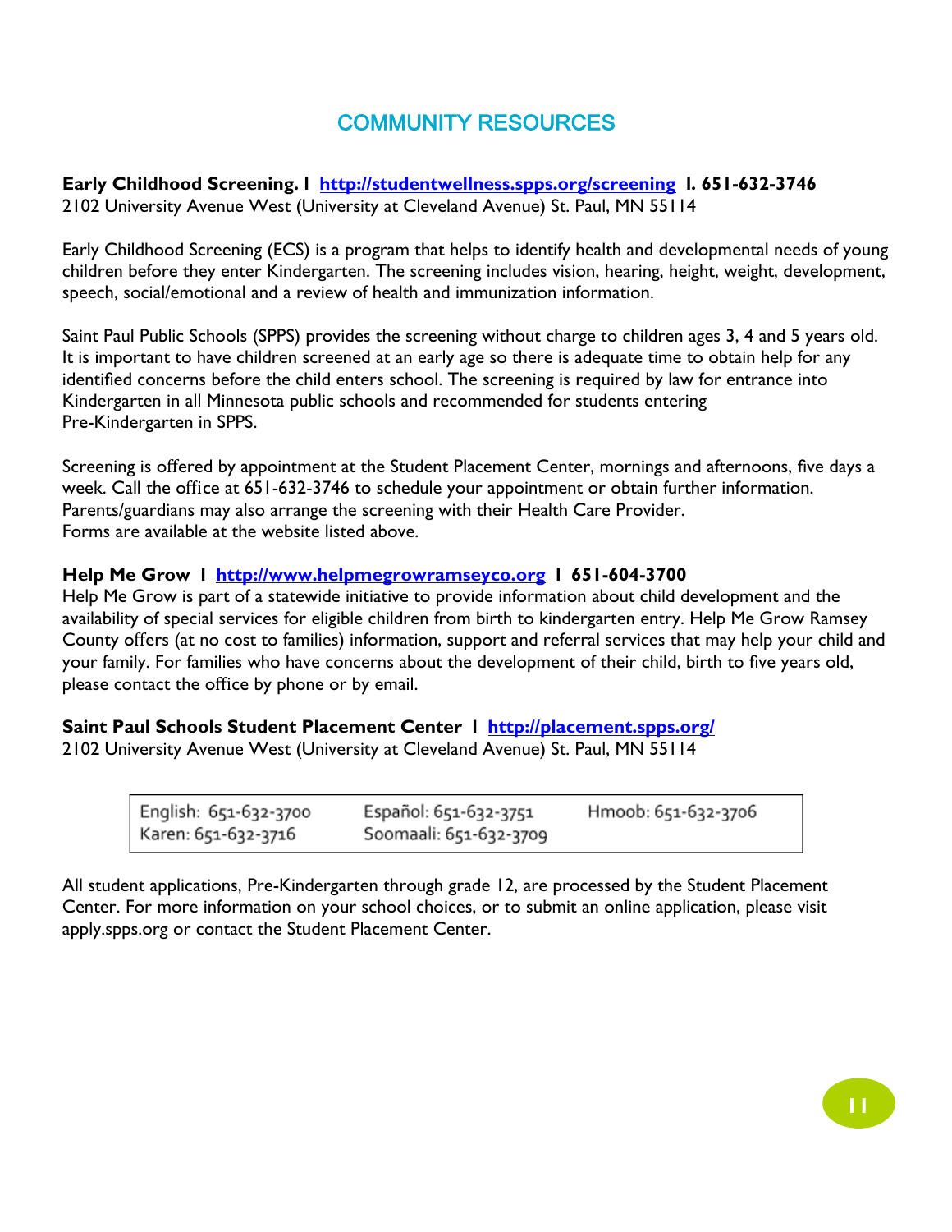# COMMUNITY RESOURCES

**Early Childhood Screening. I [http://studentwellness.spps.org/screening](http://studentwellness.spps.org/screening) I. 651-632-3746**
2102 University Avenue West (University at Cleveland Avenue) St. Paul, MN 55114

Early Childhood Screening (ECS) is a program that helps to identify health and developmental needs of young children before they enter Kindergarten. The screening includes vision, hearing, height, weight, development, speech, social/emotional and a review of health and immunization information.

Saint Paul Public Schools (SPPS) provides the screening without charge to children ages 3, 4 and 5 years old. It is important to have children screened at an early age so there is adequate time to obtain help for any identified concerns before the child enters school. The screening is required by law for entrance into Kindergarten in all Minnesota public schools and recommended for students entering Pre-Kindergarten in SPPS.

Screening is offered by appointment at the Student Placement Center, mornings and afternoons, five days a week. Call the office at 651-632-3746 to schedule your appointment or obtain further information. Parents/guardians may also arrange the screening with their Health Care Provider.
Forms are available at the website listed above.

**Help Me Grow I [http://www.helpmegrowramseyco.org](http://www.helpmegrowramseyco.org) I 651-604-3700**
Help Me Grow is part of a statewide initiative to provide information about child development and the availability of special services for eligible children from birth to kindergarten entry. Help Me Grow Ramsey County offers (at no cost to families) information, support and referral services that may help your child and your family. For families who have concerns about the development of their child, birth to five years old, please contact the office by phone or by email.

**Saint Paul Schools Student Placement Center I [http://placement.spps.org/](http://placement.spps.org/)**
2102 University Avenue West (University at Cleveland Avenue) St. Paul, MN 55114

| | | |
|---|---|---|
| English: 651-632-3700 | Español: 651-632-3751 | Hmoob: 651-632-3706 |
| Karen: 651-632-3716 | Soomaali: 651-632-3709 | |

All student applications, Pre-Kindergarten through grade 12, are processed by the Student Placement Center. For more information on your school choices, or to submit an online application, please visit apply.spps.org or contact the Student Placement Center.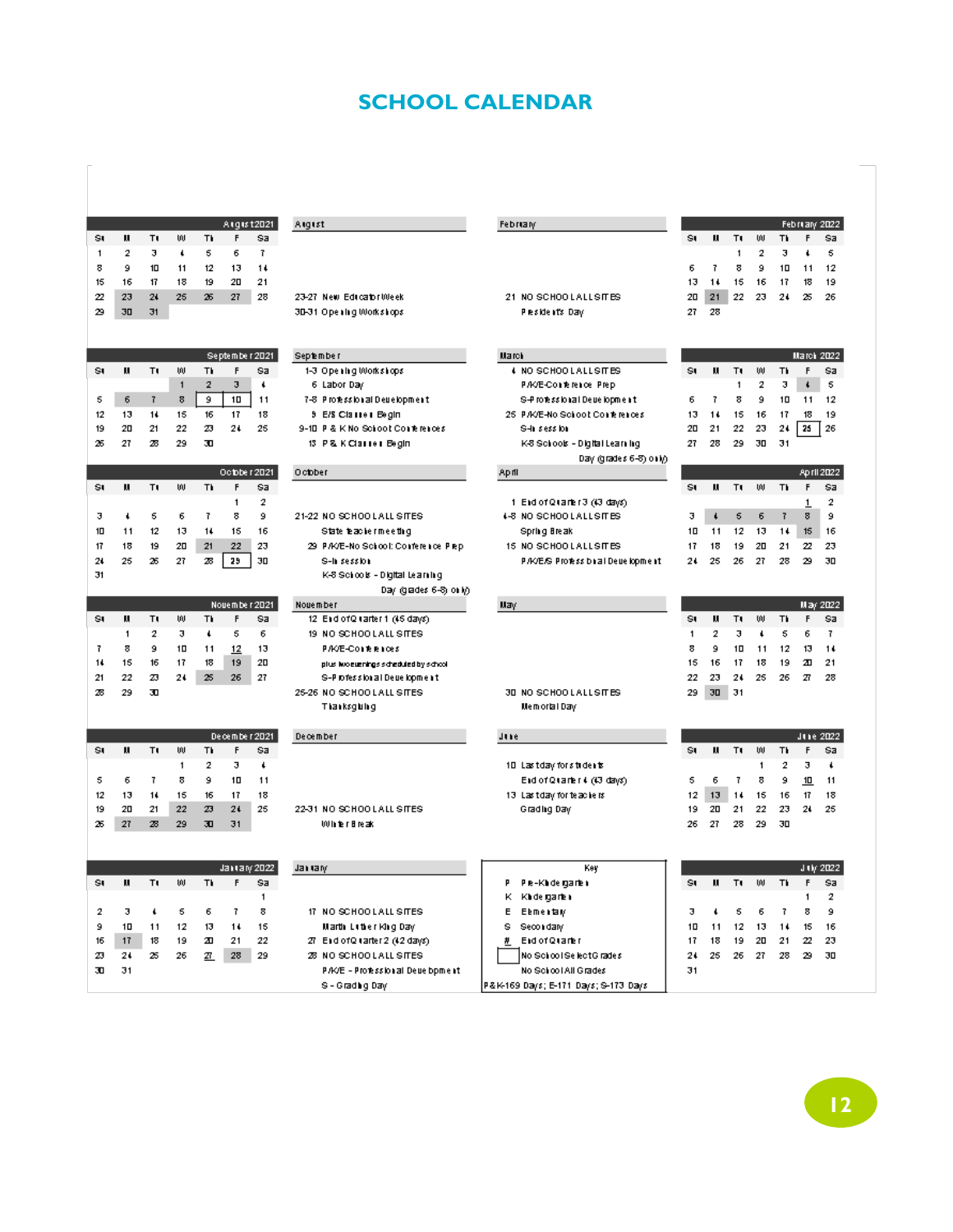# SCHOOL CALENDAR

**August 2021**

| Su | M | Tu | W | Th | F | Sa |
|---|---|---|---|---|---|---|
| 1 | 2 | 3 | 4 | 5 | 6 | 7 |
| 8 | 9 | 10 | 11 | 12 | 13 | 14 |
| 15 | 16 | 17 | 18 | 19 | 20 | 21 |
| 22 | 23 | 24 | 25 | 26 | 27 | 28 |
| 29 | 30 | 31 | | | | |

**August**

23-27 New Educator Week

30-31 Opening Workshops

**September 2021**

| Su | M | Tu | W | Th | F | Sa |
|---|---|---|---|---|---|---|
| | | | 1 | 2 | 3 | 4 |
| 5 | 6 | 7 | 8 | 9 | 10 | 11 |
| 12 | 13 | 14 | 15 | 16 | 17 | 18 |
| 19 | 20 | 21 | 22 | 23 | 24 | 25 |
| 26 | 27 | 28 | 29 | 30 | | |

**September**

1-3 Opening Workshops

6 Labor Day

7-8 Professional Development

9 E/S Classes Begin

9-10 P & K No School Conferences

13 P & K Classes Begin

**October 2021**

| Su | M | Tu | W | Th | F | Sa |
|---|---|---|---|---|---|---|
| | | | | | 1 | 2 |
| 3 | 4 | 5 | 6 | 7 | 8 | 9 |
| 10 | 11 | 12 | 13 | 14 | 15 | 16 |
| 17 | 18 | 19 | 20 | 21 | 22 | 23 |
| 24 | 25 | 26 | 27 | 28 | 29 | 30 |
| 31 | | | | | | |

**October**

21-22 NO SCHOOL ALL SITES

State teacher meeting

29 P/K/E-No School Conference Prep

S-In session

K-8 Schools - Digital Learning Day (grades 6-8) only)

**November 2021**

| Su | M | Tu | W | Th | F | Sa |
|---|---|---|---|---|---|---|
| | 1 | 2 | 3 | 4 | 5 | 6 |
| 7 | 8 | 9 | 10 | 11 | 12 | 13 |
| 14 | 15 | 16 | 17 | 18 | 19 | 20 |
| 21 | 22 | 23 | 24 | 25 | 26 | 27 |
| 28 | 29 | 30 | | | | |

**November**

12 End of Quarter 1 (45 days)

19 NO SCHOOL ALL SITES

P/K/E-Conferences

plus two evenings scheduled by school

S-Professional Development

25-26 NO SCHOOL ALL SITES

Thanksgiving

**December 2021**

| Su | M | Tu | W | Th | F | Sa |
|---|---|---|---|---|---|---|
| | | | 1 | 2 | 3 | 4 |
| 5 | 6 | 7 | 8 | 9 | 10 | 11 |
| 12 | 13 | 14 | 15 | 16 | 17 | 18 |
| 19 | 20 | 21 | 22 | 23 | 24 | 25 |
| 26 | 27 | 28 | 29 | 30 | 31 | |

**December**

22-31 NO SCHOOL ALL SITES

Winter Break

**January 2022**

| Su | M | Tu | W | Th | F | Sa |
|---|---|---|---|---|---|---|
| | | | | | | 1 |
| 2 | 3 | 4 | 5 | 6 | 7 | 8 |
| 9 | 10 | 11 | 12 | 13 | 14 | 15 |
| 16 | 17 | 18 | 19 | 20 | 21 | 22 |
| 23 | 24 | 25 | 26 | 27 | 28 | 29 |
| 30 | 31 | | | | | |

**January**

17 NO SCHOOL ALL SITES

Martin Luther King Day

27 End of Quarter 2 (42 days)

28 NO SCHOOL ALL SITES

P/K/E - Professional Development

S - Grading Day

**February**

21 NO SCHOOL ALL SITES

President's Day

**February 2022**

| Su | M | Tu | W | Th | F | Sa |
|---|---|---|---|---|---|---|
| | | 1 | 2 | 3 | 4 | 5 |
| 6 | 7 | 8 | 9 | 10 | 11 | 12 |
| 13 | 14 | 15 | 16 | 17 | 18 | 19 |
| 20 | 21 | 22 | 23 | 24 | 25 | 26 |
| 27 | 28 | | | | | |

**March**

4 NO SCHOOL ALL SITES

P/K/E-Conference Prep

S-Professional Development

25 P/K/E-No School Conferences

S-In session

K-8 Schools - Digital Learning Day (grades 6-8) only)

**March 2022**

| Su | M | Tu | W | Th | F | Sa |
|---|---|---|---|---|---|---|
| | | 1 | 2 | 3 | 4 | 5 |
| 6 | 7 | 8 | 9 | 10 | 11 | 12 |
| 13 | 14 | 15 | 16 | 17 | 18 | 19 |
| 20 | 21 | 22 | 23 | 24 | 25 | 26 |
| 27 | 28 | 29 | 30 | 31 | | |

**April**

1 End of Quarter 3 (43 days)

4-8 NO SCHOOL ALL SITES

Spring Break

15 NO SCHOOL ALL SITES

P/K/E/S Professional Development

**April 2022**

| Su | M | Tu | W | Th | F | Sa |
|---|---|---|---|---|---|---|
| | | | | | 1 | 2 |
| 3 | 4 | 5 | 6 | 7 | 8 | 9 |
| 10 | 11 | 12 | 13 | 14 | 15 | 16 |
| 17 | 18 | 19 | 20 | 21 | 22 | 23 |
| 24 | 25 | 26 | 27 | 28 | 29 | 30 |

**May**

30 NO SCHOOL ALL SITES

Memorial Day

**May 2022**

| Su | M | Tu | W | Th | F | Sa |
|---|---|---|---|---|---|---|
| 1 | 2 | 3 | 4 | 5 | 6 | 7 |
| 8 | 9 | 10 | 11 | 12 | 13 | 14 |
| 15 | 16 | 17 | 18 | 19 | 20 | 21 |
| 22 | 23 | 24 | 25 | 26 | 27 | 28 |
| 29 | 30 | 31 | | | | |

**June**

10 Last day for students

End of Quarter 4 (43 days)

13 Last day for teachers

Grading Day

**June 2022**

| Su | M | Tu | W | Th | F | Sa |
|---|---|---|---|---|---|---|
| | | | 1 | 2 | 3 | 4 |
| 5 | 6 | 7 | 8 | 9 | 10 | 11 |
| 12 | 13 | 14 | 15 | 16 | 17 | 18 |
| 19 | 20 | 21 | 22 | 23 | 24 | 25 |
| 26 | 27 | 28 | 29 | 30 | | |

**Key**

P Pre-Kindergarten

K Kindergarten

E Elementary

S Secondary

# End of Quarter

No School Select Grades

No School All Grades

P&K-169 Days; E-171 Days; S-173 Days

**July 2022**

| Su | M | Tu | W | Th | F | Sa |
|---|---|---|---|---|---|---|
| | | | | | 1 | 2 |
| 3 | 4 | 5 | 6 | 7 | 8 | 9 |
| 10 | 11 | 12 | 13 | 14 | 15 | 16 |
| 17 | 18 | 19 | 20 | 21 | 22 | 23 |
| 24 | 25 | 26 | 27 | 28 | 29 | 30 |
| 31 | | | | | | |